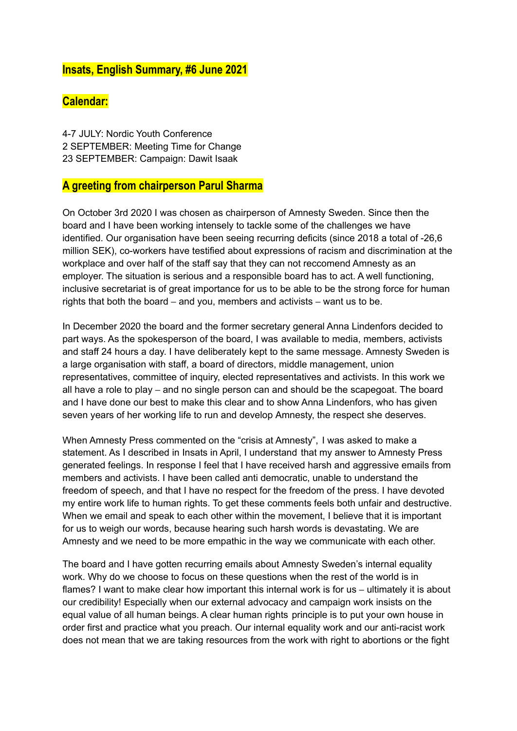## Insats, English Summary, #6 June 2021

## Calendar:

4-7 JULY: Nordic Youth Conference
2 SEPTEMBER: Meeting Time for Change
23 SEPTEMBER: Campaign: Dawit Isaak

## A greeting from chairperson Parul Sharma

On October 3rd 2020 I was chosen as chairperson of Amnesty Sweden. Since then the board and I have been working intensely to tackle some of the challenges we have identified. Our organisation have been seeing recurring deficits (since 2018 a total of -26,6 million SEK), co-workers have testified about expressions of racism and discrimination at the workplace and over half of the staff say that they can not reccomend Amnesty as an employer. The situation is serious and a responsible board has to act. A well functioning, inclusive secretariat is of great importance for us to be able to be the strong force for human rights that both the board – and you, members and activists – want us to be.

In December 2020 the board and the former secretary general Anna Lindenfors decided to part ways. As the spokesperson of the board, I was available to media, members, activists and staff 24 hours a day. I have deliberately kept to the same message. Amnesty Sweden is a large organisation with staff, a board of directors, middle management, union representatives, committee of inquiry, elected representatives and activists. In this work we all have a role to play – and no single person can and should be the scapegoat. The board and I have done our best to make this clear and to show Anna Lindenfors, who has given seven years of her working life to run and develop Amnesty, the respect she deserves.

When Amnesty Press commented on the "crisis at Amnesty", I was asked to make a statement. As I described in Insats in April, I understand that my answer to Amnesty Press generated feelings. In response I feel that I have received harsh and aggressive emails from members and activists. I have been called anti democratic, unable to understand the freedom of speech, and that I have no respect for the freedom of the press. I have devoted my entire work life to human rights. To get these comments feels both unfair and destructive. When we email and speak to each other within the movement, I believe that it is important for us to weigh our words, because hearing such harsh words is devastating. We are Amnesty and we need to be more empathic in the way we communicate with each other.

The board and I have gotten recurring emails about Amnesty Sweden's internal equality work. Why do we choose to focus on these questions when the rest of the world is in flames? I want to make clear how important this internal work is for us – ultimately it is about our credibility! Especially when our external advocacy and campaign work insists on the equal value of all human beings. A clear human rights principle is to put your own house in order first and practice what you preach. Our internal equality work and our anti-racist work does not mean that we are taking resources from the work with right to abortions or the fight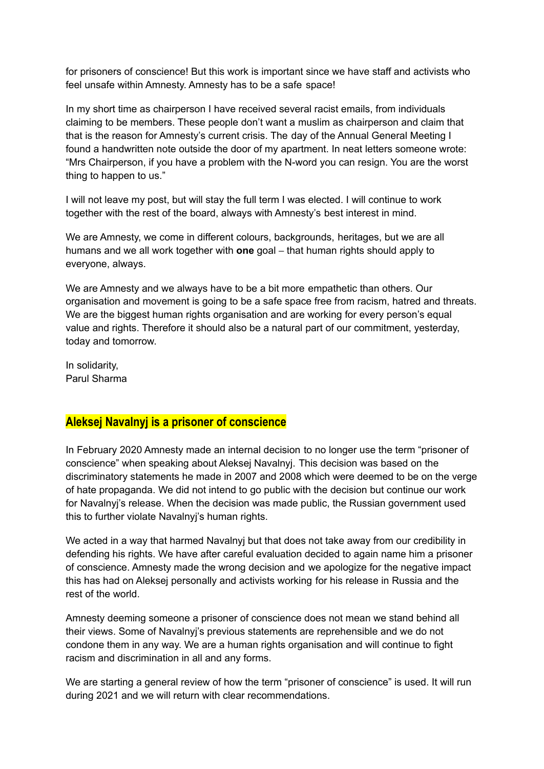for prisoners of conscience! But this work is important since we have staff and activists who feel unsafe within Amnesty. Amnesty has to be a safe space!

In my short time as chairperson I have received several racist emails, from individuals claiming to be members. These people don't want a muslim as chairperson and claim that that is the reason for Amnesty's current crisis. The day of the Annual General Meeting I found a handwritten note outside the door of my apartment. In neat letters someone wrote: "Mrs Chairperson, if you have a problem with the N-word you can resign. You are the worst thing to happen to us."

I will not leave my post, but will stay the full term I was elected. I will continue to work together with the rest of the board, always with Amnesty's best interest in mind.

We are Amnesty, we come in different colours, backgrounds, heritages, but we are all humans and we all work together with **one** goal – that human rights should apply to everyone, always.

We are Amnesty and we always have to be a bit more empathetic than others. Our organisation and movement is going to be a safe space free from racism, hatred and threats. We are the biggest human rights organisation and are working for every person's equal value and rights. Therefore it should also be a natural part of our commitment, yesterday, today and tomorrow.

In solidarity,
Parul Sharma

## Aleksej Navalnyj is a prisoner of conscience

In February 2020 Amnesty made an internal decision to no longer use the term "prisoner of conscience" when speaking about Aleksej Navalnyj. This decision was based on the discriminatory statements he made in 2007 and 2008 which were deemed to be on the verge of hate propaganda. We did not intend to go public with the decision but continue our work for Navalnyj's release. When the decision was made public, the Russian government used this to further violate Navalnyj's human rights.

We acted in a way that harmed Navalnyj but that does not take away from our credibility in defending his rights. We have after careful evaluation decided to again name him a prisoner of conscience. Amnesty made the wrong decision and we apologize for the negative impact this has had on Aleksej personally and activists working for his release in Russia and the rest of the world.

Amnesty deeming someone a prisoner of conscience does not mean we stand behind all their views. Some of Navalnyj's previous statements are reprehensible and we do not condone them in any way. We are a human rights organisation and will continue to fight racism and discrimination in all and any forms.

We are starting a general review of how the term "prisoner of conscience" is used. It will run during 2021 and we will return with clear recommendations.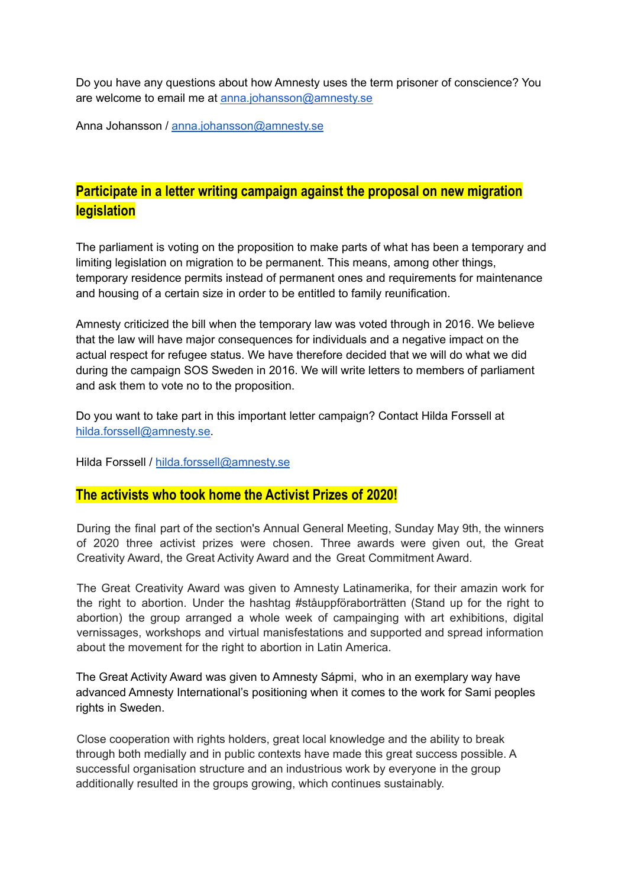Do you have any questions about how Amnesty uses the term prisoner of conscience? You are welcome to email me at anna.johansson@amnesty.se

Anna Johansson / anna.johansson@amnesty.se

## Participate in a letter writing campaign against the proposal on new migration legislation

The parliament is voting on the proposition to make parts of what has been a temporary and limiting legislation on migration to be permanent. This means, among other things, temporary residence permits instead of permanent ones and requirements for maintenance and housing of a certain size in order to be entitled to family reunification.

Amnesty criticized the bill when the temporary law was voted through in 2016. We believe that the law will have major consequences for individuals and a negative impact on the actual respect for refugee status. We have therefore decided that we will do what we did during the campaign SOS Sweden in 2016. We will write letters to members of parliament and ask them to vote no to the proposition.

Do you want to take part in this important letter campaign? Contact Hilda Forssell at hilda.forssell@amnesty.se.

Hilda Forssell / hilda.forssell@amnesty.se

## The activists who took home the Activist Prizes of 2020!

During the final part of the section's Annual General Meeting, Sunday May 9th, the winners of 2020 three activist prizes were chosen. Three awards were given out, the Great Creativity Award, the Great Activity Award and the Great Commitment Award.

The Great Creativity Award was given to Amnesty Latinamerika, for their amazin work for the right to abortion. Under the hashtag #ståuppföraborträtten (Stand up for the right to abortion) the group arranged a whole week of campainging with art exhibitions, digital vernissages, workshops and virtual manifestations and supported and spread information about the movement for the right to abortion in Latin America.

The Great Activity Award was given to Amnesty Sápmi, who in an exemplary way have advanced Amnesty International's positioning when it comes to the work for Sami peoples rights in Sweden.

Close cooperation with rights holders, great local knowledge and the ability to break through both medially and in public contexts have made this great success possible. A successful organisation structure and an industrious work by everyone in the group additionally resulted in the groups growing, which continues sustainably.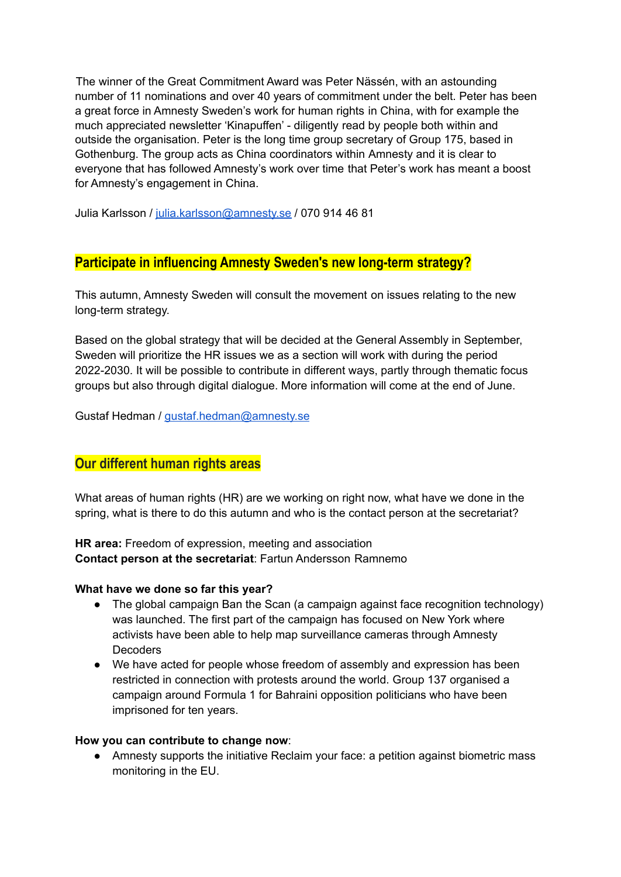The winner of the Great Commitment Award was Peter Nässén, with an astounding number of 11 nominations and over 40 years of commitment under the belt. Peter has been a great force in Amnesty Sweden's work for human rights in China, with for example the much appreciated newsletter 'Kinapuffen' - diligently read by people both within and outside the organisation. Peter is the long time group secretary of Group 175, based in Gothenburg. The group acts as China coordinators within Amnesty and it is clear to everyone that has followed Amnesty's work over time that Peter's work has meant a boost for Amnesty's engagement in China.

Julia Karlsson / julia.karlsson@amnesty.se / 070 914 46 81

## Participate in influencing Amnesty Sweden's new long-term strategy?

This autumn, Amnesty Sweden will consult the movement on issues relating to the new long-term strategy.

Based on the global strategy that will be decided at the General Assembly in September, Sweden will prioritize the HR issues we as a section will work with during the period 2022-2030. It will be possible to contribute in different ways, partly through thematic focus groups but also through digital dialogue. More information will come at the end of June.

Gustaf Hedman / gustaf.hedman@amnesty.se

## Our different human rights areas

What areas of human rights (HR) are we working on right now, what have we done in the spring, what is there to do this autumn and who is the contact person at the secretariat?

**HR area:** Freedom of expression, meeting and association
**Contact person at the secretariat**: Fartun Andersson Ramnemo

**What have we done so far this year?**

- The global campaign Ban the Scan (a campaign against face recognition technology) was launched. The first part of the campaign has focused on New York where activists have been able to help map surveillance cameras through Amnesty Decoders
- We have acted for people whose freedom of assembly and expression has been restricted in connection with protests around the world. Group 137 organised a campaign around Formula 1 for Bahraini opposition politicians who have been imprisoned for ten years.

**How you can contribute to change now**:

- Amnesty supports the initiative Reclaim your face: a petition against biometric mass monitoring in the EU.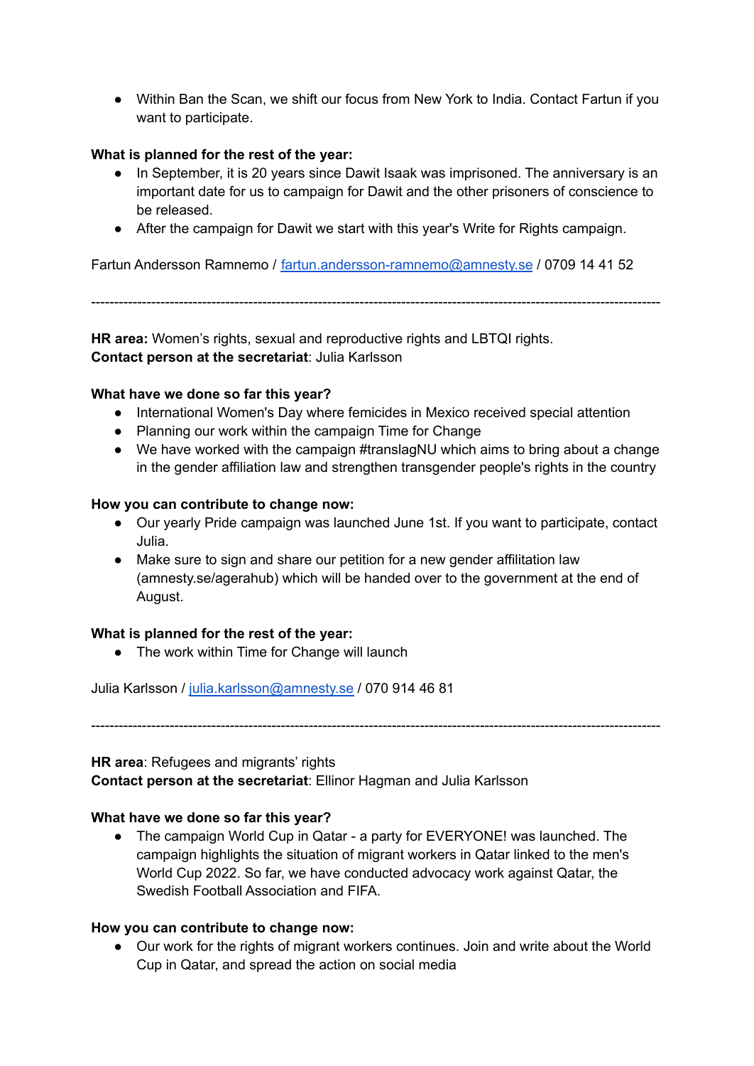- Within Ban the Scan, we shift our focus from New York to India. Contact Fartun if you want to participate.

**What is planned for the rest of the year:**

- In September, it is 20 years since Dawit Isaak was imprisoned. The anniversary is an important date for us to campaign for Dawit and the other prisoners of conscience to be released.
- After the campaign for Dawit we start with this year's Write for Rights campaign.

Fartun Andersson Ramnemo / [fartun.andersson-ramnemo@amnesty.se](mailto:fartun.andersson-ramnemo@amnesty.se) / 0709 14 41 52

---

**HR area:** Women's rights, sexual and reproductive rights and LBTQI rights.
**Contact person at the secretariat**: Julia Karlsson

**What have we done so far this year?**

- International Women's Day where femicides in Mexico received special attention
- Planning our work within the campaign Time for Change
- We have worked with the campaign #translagNU which aims to bring about a change in the gender affiliation law and strengthen transgender people's rights in the country

**How you can contribute to change now:**

- Our yearly Pride campaign was launched June 1st. If you want to participate, contact Julia.
- Make sure to sign and share our petition for a new gender affilitation law (amnesty.se/agerahub) which will be handed over to the government at the end of August.

**What is planned for the rest of the year:**

- The work within Time for Change will launch

Julia Karlsson / [julia.karlsson@amnesty.se](mailto:julia.karlsson@amnesty.se) / 070 914 46 81

---

**HR area**: Refugees and migrants' rights
**Contact person at the secretariat**: Ellinor Hagman and Julia Karlsson

**What have we done so far this year?**

- The campaign World Cup in Qatar - a party for EVERYONE! was launched. The campaign highlights the situation of migrant workers in Qatar linked to the men's World Cup 2022. So far, we have conducted advocacy work against Qatar, the Swedish Football Association and FIFA.

**How you can contribute to change now:**

- Our work for the rights of migrant workers continues. Join and write about the World Cup in Qatar, and spread the action on social media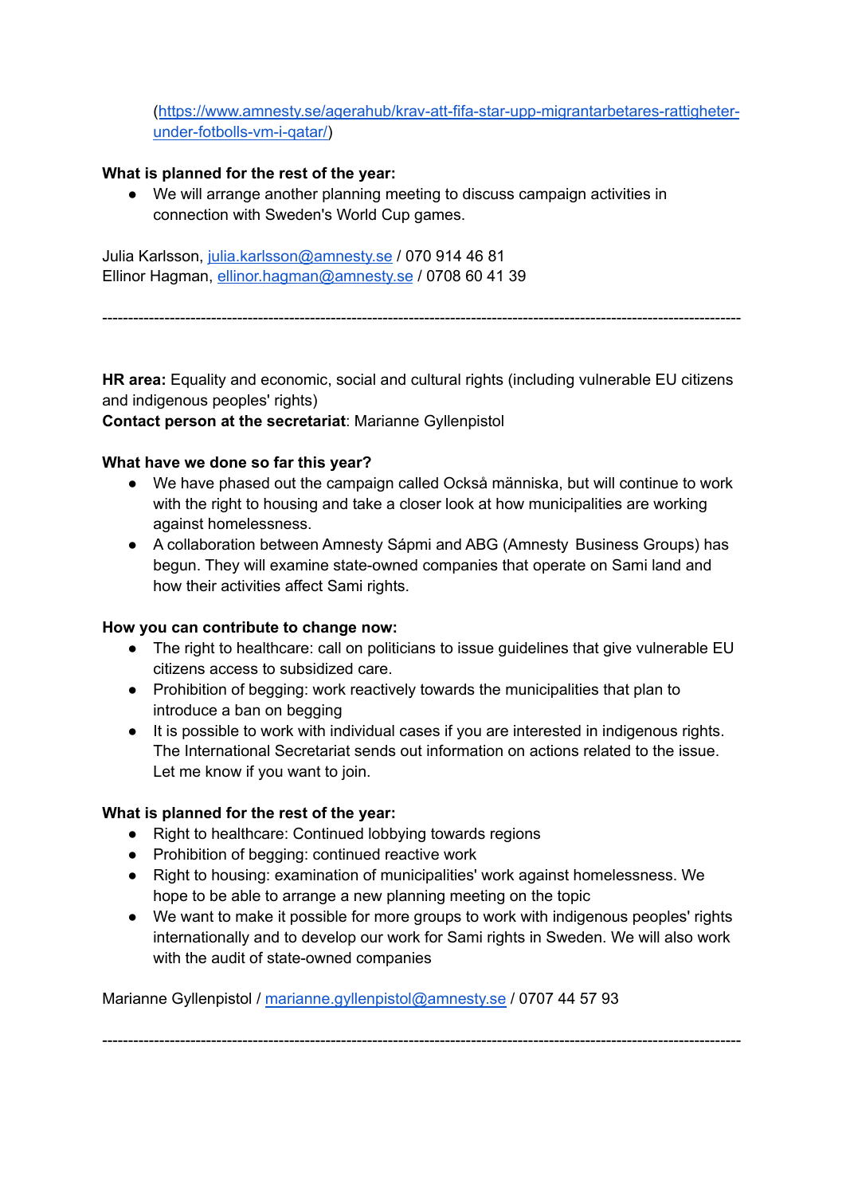(https://www.amnesty.se/agerahub/krav-att-fifa-star-upp-migrantarbetares-rattigheter-under-fotbolls-vm-i-qatar/)

**What is planned for the rest of the year:**

- We will arrange another planning meeting to discuss campaign activities in connection with Sweden's World Cup games.

Julia Karlsson, julia.karlsson@amnesty.se / 070 914 46 81
Ellinor Hagman, ellinor.hagman@amnesty.se / 0708 60 41 39

---

**HR area:** Equality and economic, social and cultural rights (including vulnerable EU citizens and indigenous peoples' rights)
**Contact person at the secretariat**: Marianne Gyllenpistol

**What have we done so far this year?**

- We have phased out the campaign called Också människa, but will continue to work with the right to housing and take a closer look at how municipalities are working against homelessness.
- A collaboration between Amnesty Sápmi and ABG (Amnesty Business Groups) has begun. They will examine state-owned companies that operate on Sami land and how their activities affect Sami rights.

**How you can contribute to change now:**

- The right to healthcare: call on politicians to issue guidelines that give vulnerable EU citizens access to subsidized care.
- Prohibition of begging: work reactively towards the municipalities that plan to introduce a ban on begging
- It is possible to work with individual cases if you are interested in indigenous rights. The International Secretariat sends out information on actions related to the issue. Let me know if you want to join.

**What is planned for the rest of the year:**

- Right to healthcare: Continued lobbying towards regions
- Prohibition of begging: continued reactive work
- Right to housing: examination of municipalities' work against homelessness. We hope to be able to arrange a new planning meeting on the topic
- We want to make it possible for more groups to work with indigenous peoples' rights internationally and to develop our work for Sami rights in Sweden. We will also work with the audit of state-owned companies

Marianne Gyllenpistol / marianne.gyllenpistol@amnesty.se / 0707 44 57 93

---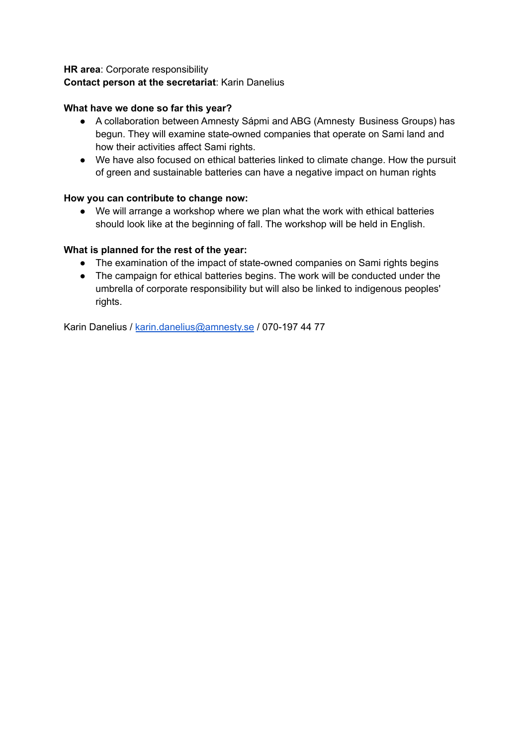**HR area**: Corporate responsibility
**Contact person at the secretariat**: Karin Danelius

**What have we done so far this year?**

- A collaboration between Amnesty Sápmi and ABG (Amnesty Business Groups) has begun. They will examine state-owned companies that operate on Sami land and how their activities affect Sami rights.
- We have also focused on ethical batteries linked to climate change. How the pursuit of green and sustainable batteries can have a negative impact on human rights

**How you can contribute to change now:**

- We will arrange a workshop where we plan what the work with ethical batteries should look like at the beginning of fall. The workshop will be held in English.

**What is planned for the rest of the year:**

- The examination of the impact of state-owned companies on Sami rights begins
- The campaign for ethical batteries begins. The work will be conducted under the umbrella of corporate responsibility but will also be linked to indigenous peoples' rights.

Karin Danelius / karin.danelius@amnesty.se / 070-197 44 77